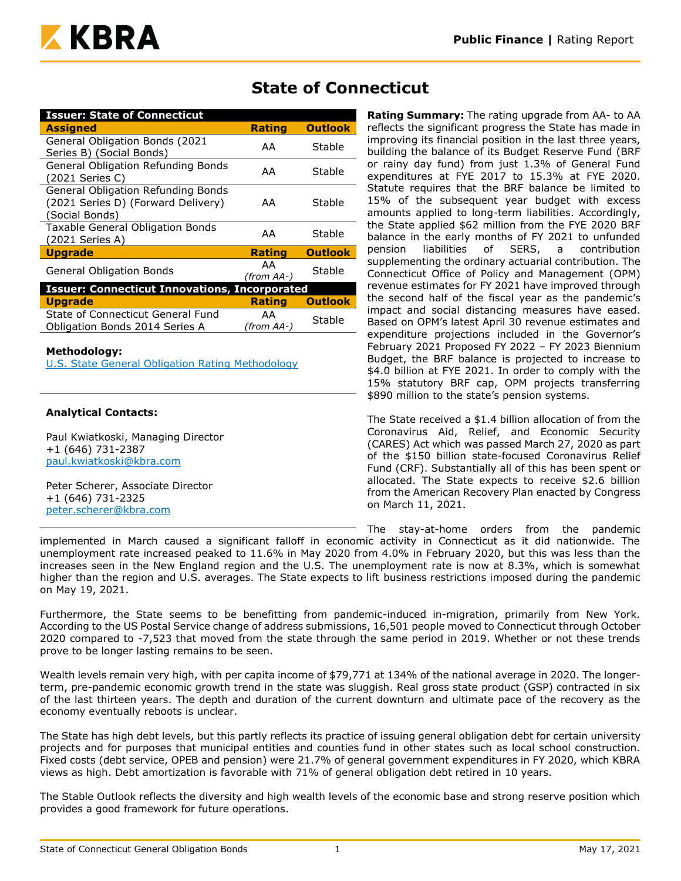# State of Connecticut

| Issuer: State of Connecticut | | |
|---|---|---|
| **Assigned** | **Rating** | **Outlook** |
| General Obligation Bonds (2021 Series B) (Social Bonds) | AA | Stable |
| General Obligation Refunding Bonds (2021 Series C) | AA | Stable |
| General Obligation Refunding Bonds (2021 Series D) (Forward Delivery) (Social Bonds) | AA | Stable |
| Taxable General Obligation Bonds (2021 Series A) | AA | Stable |
| **Upgrade** | **Rating** | **Outlook** |
| General Obligation Bonds | AA *(from AA-)* | Stable |
| **Issuer: Connecticut Innovations, Incorporated** | | |
| **Upgrade** | **Rating** | **Outlook** |
| State of Connecticut General Fund Obligation Bonds 2014 Series A | AA *(from AA-)* | Stable |

**Methodology:**

U.S. State General Obligation Rating Methodology

**Analytical Contacts:**

Paul Kwiatkoski, Managing Director
+1 (646) 731-2387
paul.kwiatkoski@kbra.com

Peter Scherer, Associate Director
+1 (646) 731-2325
peter.scherer@kbra.com

**Rating Summary:** The rating upgrade from AA- to AA reflects the significant progress the State has made in improving its financial position in the last three years, building the balance of its Budget Reserve Fund (BRF or rainy day fund) from just 1.3% of General Fund expenditures at FYE 2017 to 15.3% at FYE 2020. Statute requires that the BRF balance be limited to 15% of the subsequent year budget with excess amounts applied to long-term liabilities. Accordingly, the State applied $62 million from the FYE 2020 BRF balance in the early months of FY 2021 to unfunded pension liabilities of SERS, a contribution supplementing the ordinary actuarial contribution. The Connecticut Office of Policy and Management (OPM) revenue estimates for FY 2021 have improved through the second half of the fiscal year as the pandemic's impact and social distancing measures have eased. Based on OPM's latest April 30 revenue estimates and expenditure projections included in the Governor's February 2021 Proposed FY 2022 – FY 2023 Biennium Budget, the BRF balance is projected to increase to $4.0 billion at FYE 2021. In order to comply with the 15% statutory BRF cap, OPM projects transferring $890 million to the state's pension systems.

The State received a $1.4 billion allocation of from the Coronavirus Aid, Relief, and Economic Security (CARES) Act which was passed March 27, 2020 as part of the $150 billion state-focused Coronavirus Relief Fund (CRF). Substantially all of this has been spent or allocated. The State expects to receive $2.6 billion from the American Recovery Plan enacted by Congress on March 11, 2021.

The stay-at-home orders from the pandemic implemented in March caused a significant falloff in economic activity in Connecticut as it did nationwide. The unemployment rate increased peaked to 11.6% in May 2020 from 4.0% in February 2020, but this was less than the increases seen in the New England region and the U.S. The unemployment rate is now at 8.3%, which is somewhat higher than the region and U.S. averages. The State expects to lift business restrictions imposed during the pandemic on May 19, 2021.

Furthermore, the State seems to be benefitting from pandemic-induced in-migration, primarily from New York. According to the US Postal Service change of address submissions, 16,501 people moved to Connecticut through October 2020 compared to -7,523 that moved from the state through the same period in 2019. Whether or not these trends prove to be longer lasting remains to be seen.

Wealth levels remain very high, with per capita income of $79,771 at 134% of the national average in 2020. The longer-term, pre-pandemic economic growth trend in the state was sluggish. Real gross state product (GSP) contracted in six of the last thirteen years. The depth and duration of the current downturn and ultimate pace of the recovery as the economy eventually reboots is unclear.

The State has high debt levels, but this partly reflects its practice of issuing general obligation debt for certain university projects and for purposes that municipal entities and counties fund in other states such as local school construction. Fixed costs (debt service, OPEB and pension) were 21.7% of general government expenditures in FY 2020, which KBRA views as high. Debt amortization is favorable with 71% of general obligation debt retired in 10 years.

The Stable Outlook reflects the diversity and high wealth levels of the economic base and strong reserve position which provides a good framework for future operations.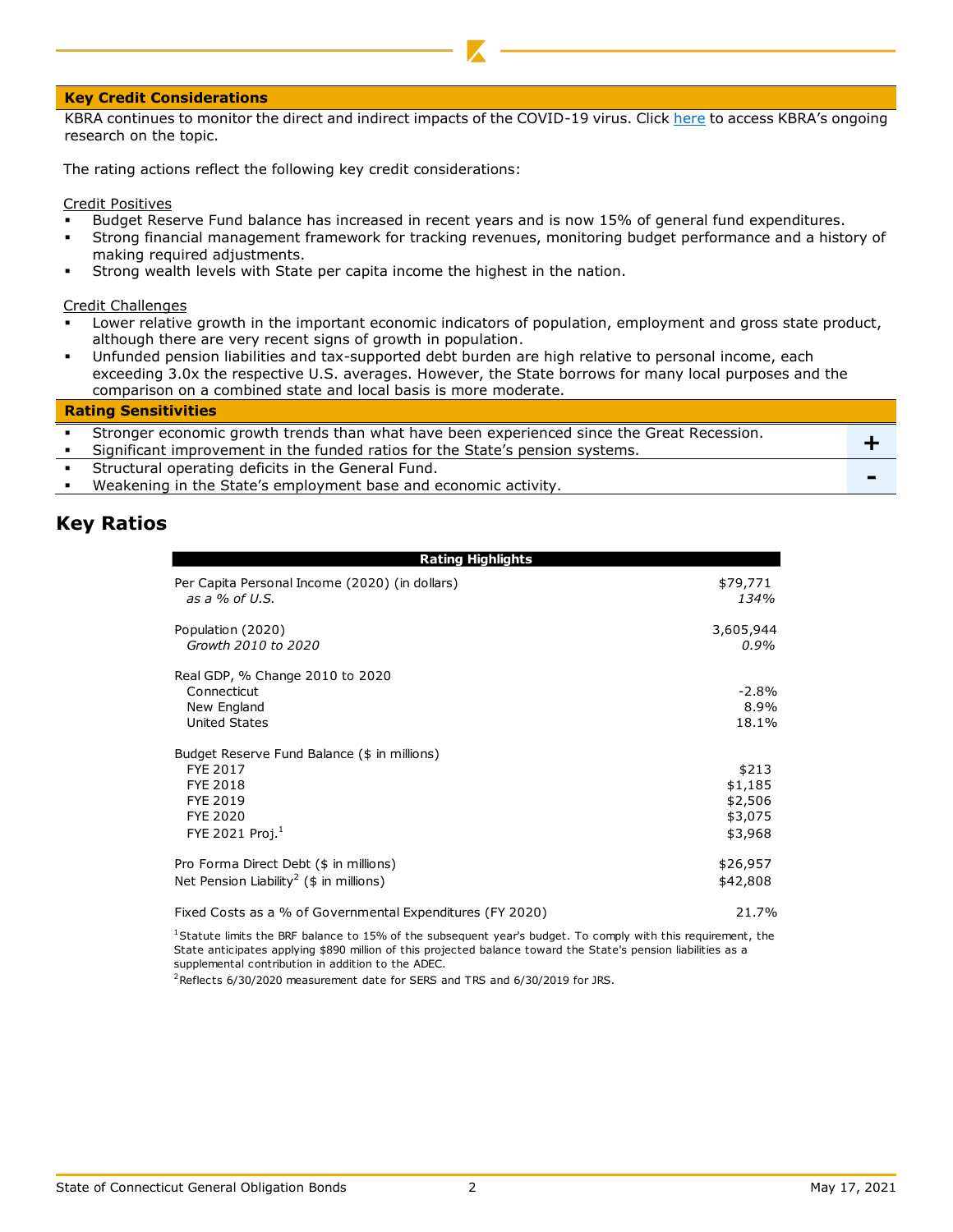## Key Credit Considerations

KBRA continues to monitor the direct and indirect impacts of the COVID-19 virus. Click here to access KBRA's ongoing research on the topic.

The rating actions reflect the following key credit considerations:

Credit Positives

- Budget Reserve Fund balance has increased in recent years and is now 15% of general fund expenditures.
- Strong financial management framework for tracking revenues, monitoring budget performance and a history of making required adjustments.
- Strong wealth levels with State per capita income the highest in the nation.

Credit Challenges

- Lower relative growth in the important economic indicators of population, employment and gross state product, although there are very recent signs of growth in population.
- Unfunded pension liabilities and tax-supported debt burden are high relative to personal income, each exceeding 3.0x the respective U.S. averages. However, the State borrows for many local purposes and the comparison on a combined state and local basis is more moderate.

## Rating Sensitivities

| Sensitivity | |
|---|---|
| Stronger economic growth trends than what have been experienced since the Great Recession.<br>Significant improvement in the funded ratios for the State's pension systems. | + |
| Structural operating deficits in the General Fund.<br>Weakening in the State's employment base and economic activity. | - |

# Key Ratios

| Rating Highlights | |
|---|---|
| Per Capita Personal Income (2020) (in dollars) | $79,771 |
| *as a % of U.S.* | *134%* |
| Population (2020) | 3,605,944 |
| *Growth 2010 to 2020* | *0.9%* |
| Real GDP, % Change 2010 to 2020 | |
| Connecticut | -2.8% |
| New England | 8.9% |
| United States | 18.1% |
| Budget Reserve Fund Balance ($ in millions) | |
| FYE 2017 | $213 |
| FYE 2018 | $1,185 |
| FYE 2019 | $2,506 |
| FYE 2020 | $3,075 |
| FYE 2021 Proj.[1] | $3,968 |
| Pro Forma Direct Debt ($ in millions) | $26,957 |
| Net Pension Liability[2] ($ in millions) | $42,808 |
| Fixed Costs as a % of Governmental Expenditures (FY 2020) | 21.7% |

[1]Statute limits the BRF balance to 15% of the subsequent year's budget. To comply with this requirement, the State anticipates applying $890 million of this projected balance toward the State's pension liabilities as a supplemental contribution in addition to the ADEC.

[2]Reflects 6/30/2020 measurement date for SERS and TRS and 6/30/2019 for JRS.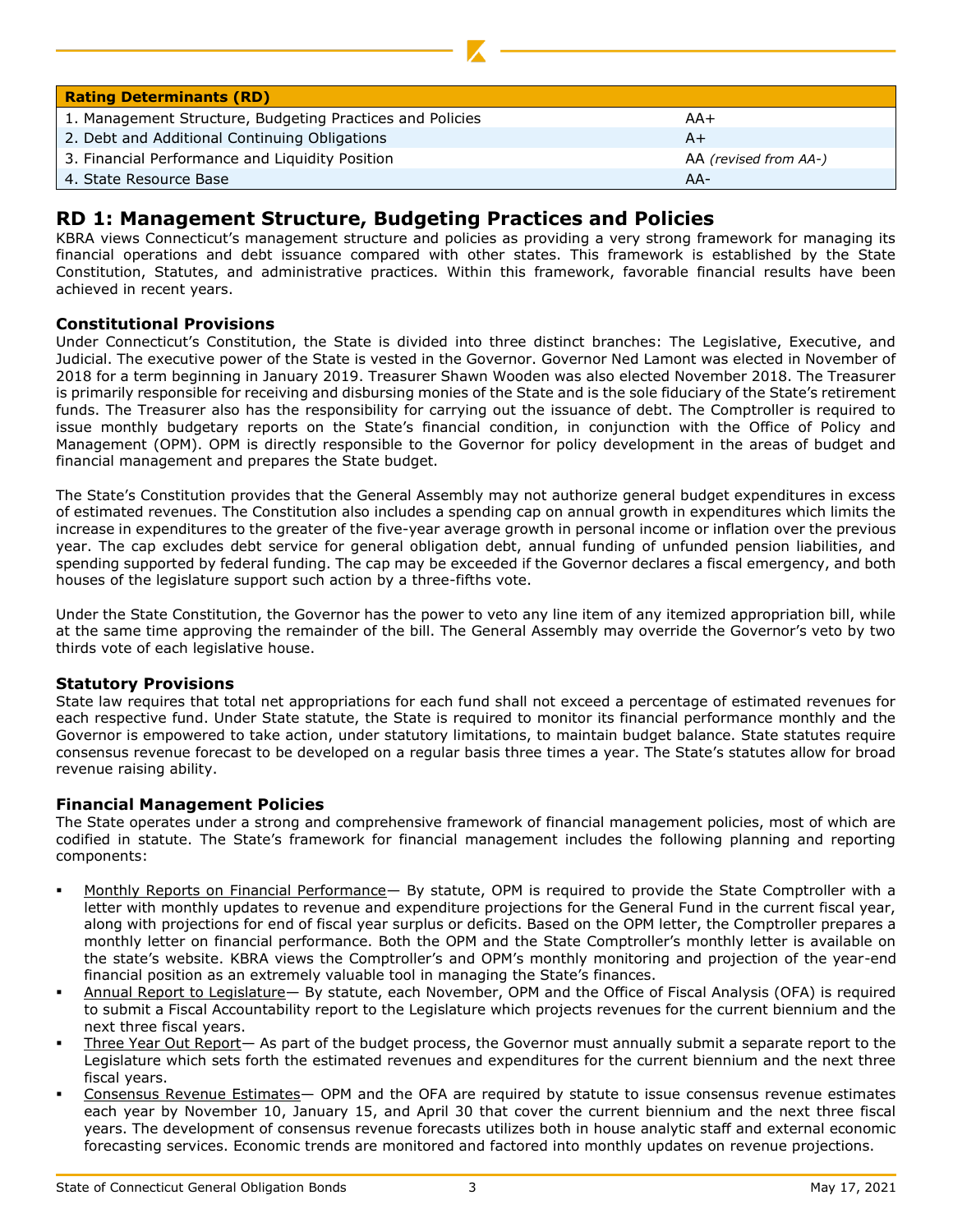| Rating Determinants (RD) | |
|---|---|
| 1. Management Structure, Budgeting Practices and Policies | AA+ |
| 2. Debt and Additional Continuing Obligations | A+ |
| 3. Financial Performance and Liquidity Position | AA *(revised from AA-)* |
| 4. State Resource Base | AA- |

## RD 1: Management Structure, Budgeting Practices and Policies

KBRA views Connecticut's management structure and policies as providing a very strong framework for managing its financial operations and debt issuance compared with other states. This framework is established by the State Constitution, Statutes, and administrative practices. Within this framework, favorable financial results have been achieved in recent years.

### Constitutional Provisions

Under Connecticut's Constitution, the State is divided into three distinct branches: The Legislative, Executive, and Judicial. The executive power of the State is vested in the Governor. Governor Ned Lamont was elected in November of 2018 for a term beginning in January 2019. Treasurer Shawn Wooden was also elected November 2018. The Treasurer is primarily responsible for receiving and disbursing monies of the State and is the sole fiduciary of the State's retirement funds. The Treasurer also has the responsibility for carrying out the issuance of debt. The Comptroller is required to issue monthly budgetary reports on the State's financial condition, in conjunction with the Office of Policy and Management (OPM). OPM is directly responsible to the Governor for policy development in the areas of budget and financial management and prepares the State budget.

The State's Constitution provides that the General Assembly may not authorize general budget expenditures in excess of estimated revenues. The Constitution also includes a spending cap on annual growth in expenditures which limits the increase in expenditures to the greater of the five-year average growth in personal income or inflation over the previous year. The cap excludes debt service for general obligation debt, annual funding of unfunded pension liabilities, and spending supported by federal funding. The cap may be exceeded if the Governor declares a fiscal emergency, and both houses of the legislature support such action by a three-fifths vote.

Under the State Constitution, the Governor has the power to veto any line item of any itemized appropriation bill, while at the same time approving the remainder of the bill. The General Assembly may override the Governor's veto by two thirds vote of each legislative house.

### Statutory Provisions

State law requires that total net appropriations for each fund shall not exceed a percentage of estimated revenues for each respective fund. Under State statute, the State is required to monitor its financial performance monthly and the Governor is empowered to take action, under statutory limitations, to maintain budget balance. State statutes require consensus revenue forecast to be developed on a regular basis three times a year. The State's statutes allow for broad revenue raising ability.

### Financial Management Policies

The State operates under a strong and comprehensive framework of financial management policies, most of which are codified in statute. The State's framework for financial management includes the following planning and reporting components:

- <u>Monthly Reports on Financial Performance</u>— By statute, OPM is required to provide the State Comptroller with a letter with monthly updates to revenue and expenditure projections for the General Fund in the current fiscal year, along with projections for end of fiscal year surplus or deficits. Based on the OPM letter, the Comptroller prepares a monthly letter on financial performance. Both the OPM and the State Comptroller's monthly letter is available on the state's website. KBRA views the Comptroller's and OPM's monthly monitoring and projection of the year-end financial position as an extremely valuable tool in managing the State's finances.
- <u>Annual Report to Legislature</u>— By statute, each November, OPM and the Office of Fiscal Analysis (OFA) is required to submit a Fiscal Accountability report to the Legislature which projects revenues for the current biennium and the next three fiscal years.
- <u>Three Year Out Report</u>— As part of the budget process, the Governor must annually submit a separate report to the Legislature which sets forth the estimated revenues and expenditures for the current biennium and the next three fiscal years.
- <u>Consensus Revenue Estimates</u>— OPM and the OFA are required by statute to issue consensus revenue estimates each year by November 10, January 15, and April 30 that cover the current biennium and the next three fiscal years. The development of consensus revenue forecasts utilizes both in house analytic staff and external economic forecasting services. Economic trends are monitored and factored into monthly updates on revenue projections.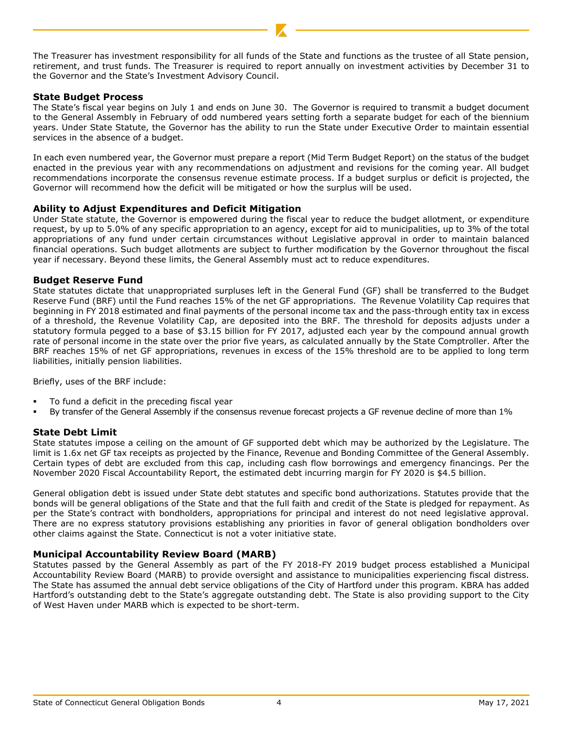The Treasurer has investment responsibility for all funds of the State and functions as the trustee of all State pension, retirement, and trust funds. The Treasurer is required to report annually on investment activities by December 31 to the Governor and the State's Investment Advisory Council.

### State Budget Process

The State's fiscal year begins on July 1 and ends on June 30. The Governor is required to transmit a budget document to the General Assembly in February of odd numbered years setting forth a separate budget for each of the biennium years. Under State Statute, the Governor has the ability to run the State under Executive Order to maintain essential services in the absence of a budget.

In each even numbered year, the Governor must prepare a report (Mid Term Budget Report) on the status of the budget enacted in the previous year with any recommendations on adjustment and revisions for the coming year. All budget recommendations incorporate the consensus revenue estimate process. If a budget surplus or deficit is projected, the Governor will recommend how the deficit will be mitigated or how the surplus will be used.

### Ability to Adjust Expenditures and Deficit Mitigation

Under State statute, the Governor is empowered during the fiscal year to reduce the budget allotment, or expenditure request, by up to 5.0% of any specific appropriation to an agency, except for aid to municipalities, up to 3% of the total appropriations of any fund under certain circumstances without Legislative approval in order to maintain balanced financial operations. Such budget allotments are subject to further modification by the Governor throughout the fiscal year if necessary. Beyond these limits, the General Assembly must act to reduce expenditures.

### Budget Reserve Fund

State statutes dictate that unappropriated surpluses left in the General Fund (GF) shall be transferred to the Budget Reserve Fund (BRF) until the Fund reaches 15% of the net GF appropriations. The Revenue Volatility Cap requires that beginning in FY 2018 estimated and final payments of the personal income tax and the pass-through entity tax in excess of a threshold, the Revenue Volatility Cap, are deposited into the BRF. The threshold for deposits adjusts under a statutory formula pegged to a base of $3.15 billion for FY 2017, adjusted each year by the compound annual growth rate of personal income in the state over the prior five years, as calculated annually by the State Comptroller. After the BRF reaches 15% of net GF appropriations, revenues in excess of the 15% threshold are to be applied to long term liabilities, initially pension liabilities.

Briefly, uses of the BRF include:

- To fund a deficit in the preceding fiscal year
- By transfer of the General Assembly if the consensus revenue forecast projects a GF revenue decline of more than 1%

### State Debt Limit

State statutes impose a ceiling on the amount of GF supported debt which may be authorized by the Legislature. The limit is 1.6x net GF tax receipts as projected by the Finance, Revenue and Bonding Committee of the General Assembly. Certain types of debt are excluded from this cap, including cash flow borrowings and emergency financings. Per the November 2020 Fiscal Accountability Report, the estimated debt incurring margin for FY 2020 is $4.5 billion.

General obligation debt is issued under State debt statutes and specific bond authorizations. Statutes provide that the bonds will be general obligations of the State and that the full faith and credit of the State is pledged for repayment. As per the State's contract with bondholders, appropriations for principal and interest do not need legislative approval. There are no express statutory provisions establishing any priorities in favor of general obligation bondholders over other claims against the State. Connecticut is not a voter initiative state.

### Municipal Accountability Review Board (MARB)

Statutes passed by the General Assembly as part of the FY 2018-FY 2019 budget process established a Municipal Accountability Review Board (MARB) to provide oversight and assistance to municipalities experiencing fiscal distress. The State has assumed the annual debt service obligations of the City of Hartford under this program. KBRA has added Hartford's outstanding debt to the State's aggregate outstanding debt. The State is also providing support to the City of West Haven under MARB which is expected to be short-term.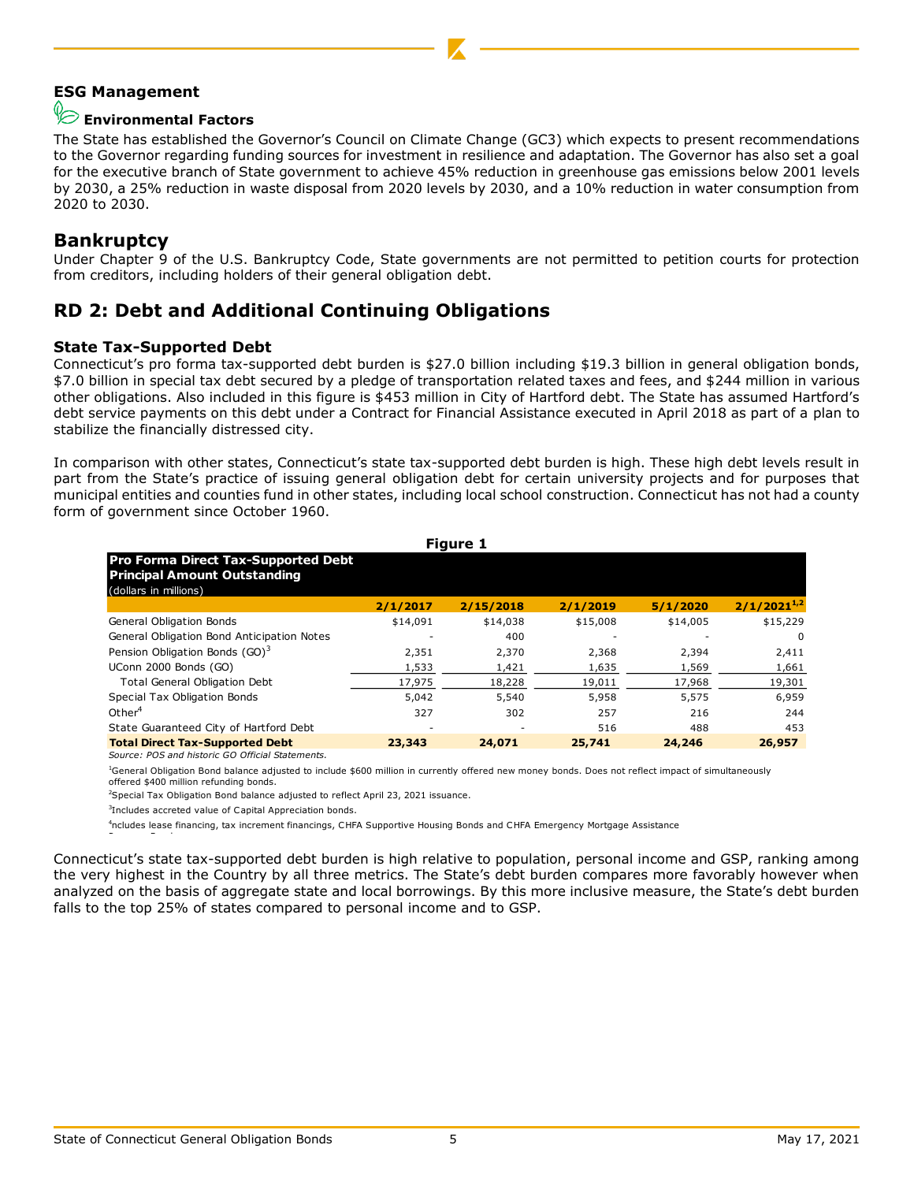## ESG Management

### Environmental Factors

The State has established the Governor's Council on Climate Change (GC3) which expects to present recommendations to the Governor regarding funding sources for investment in resilience and adaptation. The Governor has also set a goal for the executive branch of State government to achieve 45% reduction in greenhouse gas emissions below 2001 levels by 2030, a 25% reduction in waste disposal from 2020 levels by 2030, and a 10% reduction in water consumption from 2020 to 2030.

# Bankruptcy

Under Chapter 9 of the U.S. Bankruptcy Code, State governments are not permitted to petition courts for protection from creditors, including holders of their general obligation debt.

# RD 2: Debt and Additional Continuing Obligations

### State Tax-Supported Debt

Connecticut's pro forma tax-supported debt burden is $27.0 billion including $19.3 billion in general obligation bonds, $7.0 billion in special tax debt secured by a pledge of transportation related taxes and fees, and $244 million in various other obligations. Also included in this figure is $453 million in City of Hartford debt. The State has assumed Hartford's debt service payments on this debt under a Contract for Financial Assistance executed in April 2018 as part of a plan to stabilize the financially distressed city.

In comparison with other states, Connecticut's state tax-supported debt burden is high. These high debt levels result in part from the State's practice of issuing general obligation debt for certain university projects and for purposes that municipal entities and counties fund in other states, including local school construction. Connecticut has not had a county form of government since October 1960.

**Figure 1**

**Pro Forma Direct Tax-Supported Debt Principal Amount Outstanding**
(dollars in millions)

| | 2/1/2017 | 2/15/2018 | 2/1/2019 | 5/1/2020 | 2/1/2021[1,2] |
|---|---|---|---|---|---|
| General Obligation Bonds | $14,091 | $14,038 | $15,008 | $14,005 | $15,229 |
| General Obligation Bond Anticipation Notes | - | 400 | - | - | 0 |
| Pension Obligation Bonds (GO)[3] | 2,351 | 2,370 | 2,368 | 2,394 | 2,411 |
| UConn 2000 Bonds (GO) | 1,533 | 1,421 | 1,635 | 1,569 | 1,661 |
| Total General Obligation Debt | 17,975 | 18,228 | 19,011 | 17,968 | 19,301 |
| Special Tax Obligation Bonds | 5,042 | 5,540 | 5,958 | 5,575 | 6,959 |
| Other[4] | 327 | 302 | 257 | 216 | 244 |
| State Guaranteed City of Hartford Debt | - | - | 516 | 488 | 453 |
| **Total Direct Tax-Supported Debt** | **23,343** | **24,071** | **25,741** | **24,246** | **26,957** |

*Source: POS and historic GO Official Statements.*

[1]General Obligation Bond balance adjusted to include $600 million in currently offered new money bonds. Does not reflect impact of simultaneously offered $400 million refunding bonds.

[2]Special Tax Obligation Bond balance adjusted to reflect April 23, 2021 issuance.

[3]Includes accreted value of Capital Appreciation bonds.

[4]ncludes lease financing, tax increment financings, CHFA Supportive Housing Bonds and CHFA Emergency Mortgage Assistance

Connecticut's state tax-supported debt burden is high relative to population, personal income and GSP, ranking among the very highest in the Country by all three metrics. The State's debt burden compares more favorably however when analyzed on the basis of aggregate state and local borrowings. By this more inclusive measure, the State's debt burden falls to the top 25% of states compared to personal income and to GSP.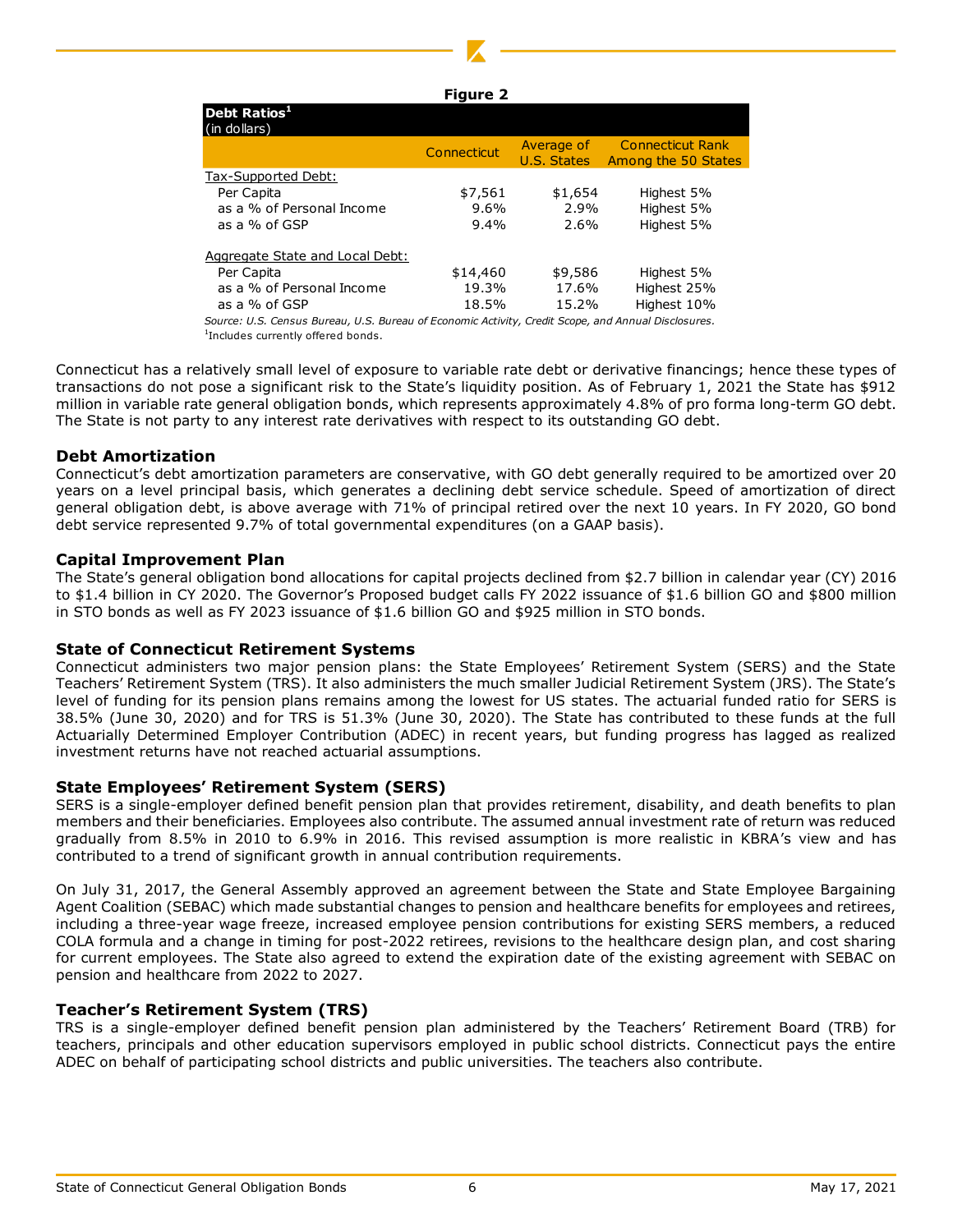**Figure 2**

| Debt Ratios[1] (in dollars) | Connecticut | Average of U.S. States | Connecticut Rank Among the 50 States |
|---|---|---|---|
| Tax-Supported Debt: | | | |
| Per Capita | $7,561 | $1,654 | Highest 5% |
| as a % of Personal Income | 9.6% | 2.9% | Highest 5% |
| as a % of GSP | 9.4% | 2.6% | Highest 5% |
| Aggregate State and Local Debt: | | | |
| Per Capita | $14,460 | $9,586 | Highest 5% |
| as a % of Personal Income | 19.3% | 17.6% | Highest 25% |
| as a % of GSP | 18.5% | 15.2% | Highest 10% |

*Source: U.S. Census Bureau, U.S. Bureau of Economic Activity, Credit Scope, and Annual Disclosures.*

[1]Includes currently offered bonds.

Connecticut has a relatively small level of exposure to variable rate debt or derivative financings; hence these types of transactions do not pose a significant risk to the State's liquidity position. As of February 1, 2021 the State has $912 million in variable rate general obligation bonds, which represents approximately 4.8% of pro forma long-term GO debt. The State is not party to any interest rate derivatives with respect to its outstanding GO debt.

## Debt Amortization

Connecticut's debt amortization parameters are conservative, with GO debt generally required to be amortized over 20 years on a level principal basis, which generates a declining debt service schedule. Speed of amortization of direct general obligation debt, is above average with 71% of principal retired over the next 10 years. In FY 2020, GO bond debt service represented 9.7% of total governmental expenditures (on a GAAP basis).

## Capital Improvement Plan

The State's general obligation bond allocations for capital projects declined from $2.7 billion in calendar year (CY) 2016 to $1.4 billion in CY 2020. The Governor's Proposed budget calls FY 2022 issuance of $1.6 billion GO and $800 million in STO bonds as well as FY 2023 issuance of $1.6 billion GO and $925 million in STO bonds.

## State of Connecticut Retirement Systems

Connecticut administers two major pension plans: the State Employees' Retirement System (SERS) and the State Teachers' Retirement System (TRS). It also administers the much smaller Judicial Retirement System (JRS). The State's level of funding for its pension plans remains among the lowest for US states. The actuarial funded ratio for SERS is 38.5% (June 30, 2020) and for TRS is 51.3% (June 30, 2020). The State has contributed to these funds at the full Actuarially Determined Employer Contribution (ADEC) in recent years, but funding progress has lagged as realized investment returns have not reached actuarial assumptions.

## State Employees' Retirement System (SERS)

SERS is a single-employer defined benefit pension plan that provides retirement, disability, and death benefits to plan members and their beneficiaries. Employees also contribute. The assumed annual investment rate of return was reduced gradually from 8.5% in 2010 to 6.9% in 2016. This revised assumption is more realistic in KBRA's view and has contributed to a trend of significant growth in annual contribution requirements.

On July 31, 2017, the General Assembly approved an agreement between the State and State Employee Bargaining Agent Coalition (SEBAC) which made substantial changes to pension and healthcare benefits for employees and retirees, including a three-year wage freeze, increased employee pension contributions for existing SERS members, a reduced COLA formula and a change in timing for post-2022 retirees, revisions to the healthcare design plan, and cost sharing for current employees. The State also agreed to extend the expiration date of the existing agreement with SEBAC on pension and healthcare from 2022 to 2027.

## Teacher's Retirement System (TRS)

TRS is a single-employer defined benefit pension plan administered by the Teachers' Retirement Board (TRB) for teachers, principals and other education supervisors employed in public school districts. Connecticut pays the entire ADEC on behalf of participating school districts and public universities. The teachers also contribute.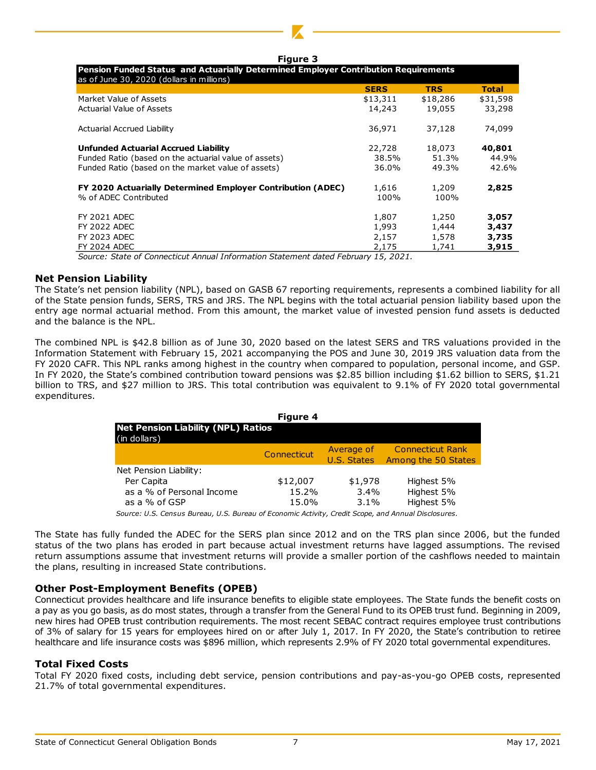**Figure 3**

| Pension Funded Status and Actuarially Determined Employer Contribution Requirements as of June 30, 2020 (dollars in millions) | SERS | TRS | Total |
|---|---|---|---|
| Market Value of Assets | $13,311 | $18,286 | $31,598 |
| Actuarial Value of Assets | 14,243 | 19,055 | 33,298 |
| Actuarial Accrued Liability | 36,971 | 37,128 | 74,099 |
| **Unfunded Actuarial Accrued Liability** | 22,728 | 18,073 | **40,801** |
| Funded Ratio (based on the actuarial value of assets) | 38.5% | 51.3% | 44.9% |
| Funded Ratio (based on the market value of assets) | 36.0% | 49.3% | 42.6% |
| **FY 2020 Actuarially Determined Employer Contribution (ADEC)** | 1,616 | 1,209 | **2,825** |
| % of ADEC Contributed | 100% | 100% | |
| FY 2021 ADEC | 1,807 | 1,250 | **3,057** |
| FY 2022 ADEC | 1,993 | 1,444 | **3,437** |
| FY 2023 ADEC | 2,157 | 1,578 | **3,735** |
| FY 2024 ADEC | 2,175 | 1,741 | **3,915** |

*Source: State of Connecticut Annual Information Statement dated February 15, 2021.*

## Net Pension Liability

The State's net pension liability (NPL), based on GASB 67 reporting requirements, represents a combined liability for all of the State pension funds, SERS, TRS and JRS. The NPL begins with the total actuarial pension liability based upon the entry age normal actuarial method. From this amount, the market value of invested pension fund assets is deducted and the balance is the NPL.

The combined NPL is $42.8 billion as of June 30, 2020 based on the latest SERS and TRS valuations provided in the Information Statement with February 15, 2021 accompanying the POS and June 30, 2019 JRS valuation data from the FY 2020 CAFR. This NPL ranks among highest in the country when compared to population, personal income, and GSP. In FY 2020, the State's combined contribution toward pensions was $2.85 billion including $1.62 billion to SERS, $1.21 billion to TRS, and $27 million to JRS. This total contribution was equivalent to 9.1% of FY 2020 total governmental expenditures.

**Figure 4**

| Net Pension Liability (NPL) Ratios (in dollars) | Connecticut | Average of U.S. States | Connecticut Rank Among the 50 States |
|---|---|---|---|
| Net Pension Liability: | | | |
| Per Capita | $12,007 | $1,978 | Highest 5% |
| as a % of Personal Income | 15.2% | 3.4% | Highest 5% |
| as a % of GSP | 15.0% | 3.1% | Highest 5% |

*Source: U.S. Census Bureau, U.S. Bureau of Economic Activity, Credit Scope, and Annual Disclosures.*

The State has fully funded the ADEC for the SERS plan since 2012 and on the TRS plan since 2006, but the funded status of the two plans has eroded in part because actual investment returns have lagged assumptions. The revised return assumptions assume that investment returns will provide a smaller portion of the cashflows needed to maintain the plans, resulting in increased State contributions.

## Other Post-Employment Benefits (OPEB)

Connecticut provides healthcare and life insurance benefits to eligible state employees. The State funds the benefit costs on a pay as you go basis, as do most states, through a transfer from the General Fund to its OPEB trust fund. Beginning in 2009, new hires had OPEB trust contribution requirements. The most recent SEBAC contract requires employee trust contributions of 3% of salary for 15 years for employees hired on or after July 1, 2017. In FY 2020, the State's contribution to retiree healthcare and life insurance costs was $896 million, which represents 2.9% of FY 2020 total governmental expenditures.

## Total Fixed Costs

Total FY 2020 fixed costs, including debt service, pension contributions and pay-as-you-go OPEB costs, represented 21.7% of total governmental expenditures.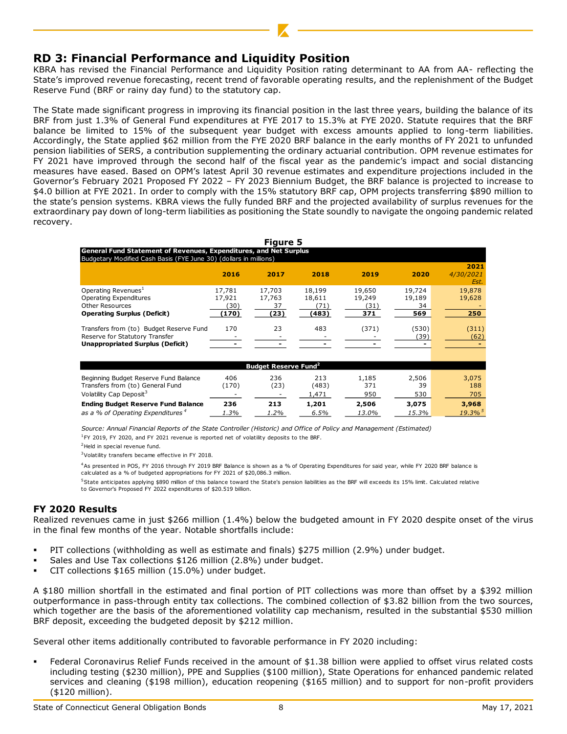## RD 3: Financial Performance and Liquidity Position

KBRA has revised the Financial Performance and Liquidity Position rating determinant to AA from AA- reflecting the State's improved revenue forecasting, recent trend of favorable operating results, and the replenishment of the Budget Reserve Fund (BRF or rainy day fund) to the statutory cap.

The State made significant progress in improving its financial position in the last three years, building the balance of its BRF from just 1.3% of General Fund expenditures at FYE 2017 to 15.3% at FYE 2020. Statute requires that the BRF balance be limited to 15% of the subsequent year budget with excess amounts applied to long-term liabilities. Accordingly, the State applied $62 million from the FYE 2020 BRF balance in the early months of FY 2021 to unfunded pension liabilities of SERS, a contribution supplementing the ordinary actuarial contribution. OPM revenue estimates for FY 2021 have improved through the second half of the fiscal year as the pandemic's impact and social distancing measures have eased. Based on OPM's latest April 30 revenue estimates and expenditure projections included in the Governor's February 2021 Proposed FY 2022 – FY 2023 Biennium Budget, the BRF balance is projected to increase to $4.0 billion at FYE 2021. In order to comply with the 15% statutory BRF cap, OPM projects transferring $890 million to the state's pension systems. KBRA views the fully funded BRF and the projected availability of surplus revenues for the extraordinary pay down of long-term liabilities as positioning the State soundly to navigate the ongoing pandemic related recovery.

**Figure 5**

**General Fund Statement of Revenues, Expenditures, and Net Surplus**
Budgetary Modified Cash Basis (FYE June 30) (dollars in millions)

| | 2016 | 2017 | 2018 | 2019 | 2020 | 2021 4/30/2021 Est. |
|---|---|---|---|---|---|---|
| Operating Revenues[1] | 17,781 | 17,703 | 18,199 | 19,650 | 19,724 | 19,878 |
| Operating Expenditures | 17,921 | 17,763 | 18,611 | 19,249 | 19,189 | 19,628 |
| Other Resources | (30) | 37 | (71) | (31) | 34 | - |
| **Operating Surplus (Deficit)** | **(170)** | **(23)** | **(483)** | **371** | **569** | **250** |
| Transfers from (to) Budget Reserve Fund | 170 | 23 | 483 | (371) | (530) | (311) |
| Reserve for Statutory Transfer | - | - | - | - | (39) | (62) |
| **Unappropriated Surplus (Deficit)** | **-** | **-** | **-** | **-** | **-** | **-** |
| **Budget Reserve Fund[2]** | | | | | | |
| Beginning Budget Reserve Fund Balance | 406 | 236 | 213 | 1,185 | 2,506 | 3,075 |
| Transfers from (to) General Fund | (170) | (23) | (483) | 371 | 39 | 188 |
| Volatility Cap Deposit[3] | - | - | 1,471 | 950 | 530 | 705 |
| **Ending Budget Reserve Fund Balance** | **236** | **213** | **1,201** | **2,506** | **3,075** | **3,968** |
| *as a % of Operating Expenditures[4]* | *1.3%* | *1.2%* | *6.5%* | *13.0%* | *15.3%* | *19.3%[5]* |

*Source: Annual Financial Reports of the State Controller (Historic) and Office of Policy and Management (Estimated)*

[1] FY 2019, FY 2020, and FY 2021 revenue is reported net of volatility deposits to the BRF.

[2] Held in special revenue fund.

[3] Volatility transfers became effective in FY 2018.

[4] As presented in POS, FY 2016 through FY 2019 BRF Balance is shown as a % of Operating Expenditures for said year, while FY 2020 BRF balance is calculated as a % of budgeted appropriations for FY 2021 of $20,086.3 million.

[5] State anticipates applying $890 million of this balance toward the State's pension liabilities as the BRF will exceeds its 15% limit. Calculated relative to Governor's Proposed FY 2022 expenditures of $20.519 billion.

### FY 2020 Results

Realized revenues came in just $266 million (1.4%) below the budgeted amount in FY 2020 despite onset of the virus in the final few months of the year. Notable shortfalls include:

- PIT collections (withholding as well as estimate and finals) $275 million (2.9%) under budget.
- Sales and Use Tax collections $126 million (2.8%) under budget.
- CIT collections $165 million (15.0%) under budget.

A $180 million shortfall in the estimated and final portion of PIT collections was more than offset by a $392 million outperformance in pass-through entity tax collections. The combined collection of $3.82 billion from the two sources, which together are the basis of the aforementioned volatility cap mechanism, resulted in the substantial $530 million BRF deposit, exceeding the budgeted deposit by $212 million.

Several other items additionally contributed to favorable performance in FY 2020 including:

- Federal Coronavirus Relief Funds received in the amount of $1.38 billion were applied to offset virus related costs including testing ($230 million), PPE and Supplies ($100 million), State Operations for enhanced pandemic related services and cleaning ($198 million), education reopening ($165 million) and to support for non-profit providers ($120 million).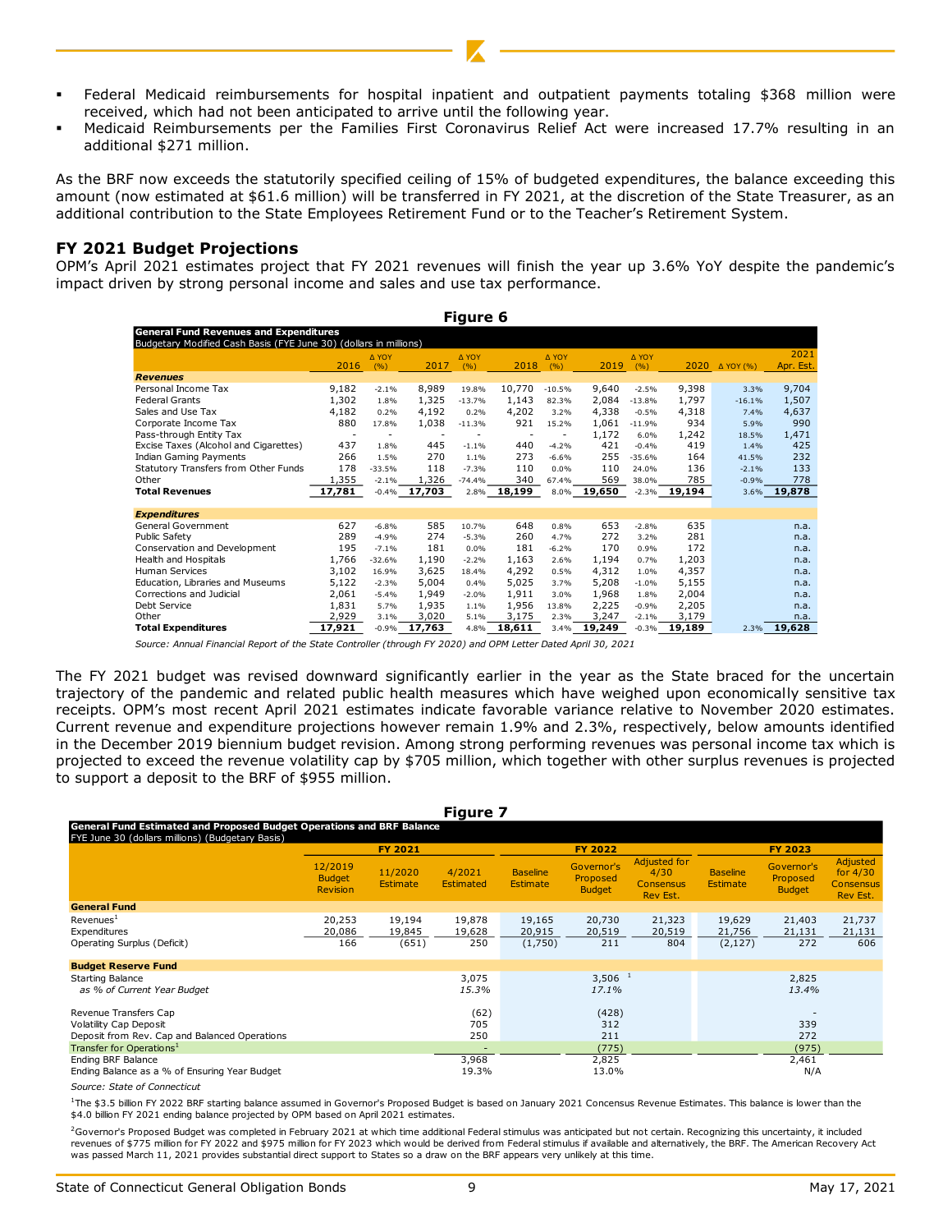- Federal Medicaid reimbursements for hospital inpatient and outpatient payments totaling $368 million were received, which had not been anticipated to arrive until the following year.
- Medicaid Reimbursements per the Families First Coronavirus Relief Act were increased 17.7% resulting in an additional $271 million.

As the BRF now exceeds the statutorily specified ceiling of 15% of budgeted expenditures, the balance exceeding this amount (now estimated at $61.6 million) will be transferred in FY 2021, at the discretion of the State Treasurer, as an additional contribution to the State Employees Retirement Fund or to the Teacher's Retirement System.

## FY 2021 Budget Projections

OPM's April 2021 estimates project that FY 2021 revenues will finish the year up 3.6% YoY despite the pandemic's impact driven by strong personal income and sales and use tax performance.

**Figure 6**

**General Fund Revenues and Expenditures**
Budgetary Modified Cash Basis (FYE June 30) (dollars in millions)

| | 2016 | Δ YOY (%) | 2017 | Δ YOY (%) | 2018 | Δ YOY (%) | 2019 | Δ YOY (%) | 2020 | Δ YOY (%) | 2021 Apr. Est. |
|---|---|---|---|---|---|---|---|---|---|---|---|
| **Revenues** | | | | | | | | | | | |
| Personal Income Tax | 9,182 | -2.1% | 8,989 | 19.8% | 10,770 | -10.5% | 9,640 | -2.5% | 9,398 | 3.3% | 9,704 |
| Federal Grants | 1,302 | 1.8% | 1,325 | -13.7% | 1,143 | 82.3% | 2,084 | -13.8% | 1,797 | -16.1% | 1,507 |
| Sales and Use Tax | 4,182 | 0.2% | 4,192 | 0.2% | 4,202 | 3.2% | 4,338 | -0.5% | 4,318 | 7.4% | 4,637 |
| Corporate Income Tax | 880 | 17.8% | 1,038 | -11.3% | 921 | 15.2% | 1,061 | -11.9% | 934 | 5.9% | 990 |
| Pass-through Entity Tax | - | - | - | - | - | - | 1,172 | 6.0% | 1,242 | 18.5% | 1,471 |
| Excise Taxes (Alcohol and Cigarettes) | 437 | 1.8% | 445 | -1.1% | 440 | -4.2% | 421 | -0.4% | 419 | 1.4% | 425 |
| Indian Gaming Payments | 266 | 1.5% | 270 | 1.1% | 273 | -6.6% | 255 | -35.6% | 164 | 41.5% | 232 |
| Statutory Transfers from Other Funds | 178 | -33.5% | 118 | -7.3% | 110 | 0.0% | 110 | 24.0% | 136 | -2.1% | 133 |
| Other | 1,355 | -2.1% | 1,326 | -74.4% | 340 | 67.4% | 569 | 38.0% | 785 | -0.9% | 778 |
| **Total Revenues** | **17,781** | -0.4% | **17,703** | 2.8% | **18,199** | 8.0% | **19,650** | -2.3% | **19,194** | 3.6% | **19,878** |
| **Expenditures** | | | | | | | | | | | |
| General Government | 627 | -6.8% | 585 | 10.7% | 648 | 0.8% | 653 | -2.8% | 635 | | n.a. |
| Public Safety | 289 | -4.9% | 274 | -5.3% | 260 | 4.7% | 272 | 3.2% | 281 | | n.a. |
| Conservation and Development | 195 | -7.1% | 181 | 0.0% | 181 | -6.2% | 170 | 0.9% | 172 | | n.a. |
| Health and Hospitals | 1,766 | -32.6% | 1,190 | -2.2% | 1,163 | 2.6% | 1,194 | 0.7% | 1,203 | | n.a. |
| Human Services | 3,102 | 16.9% | 3,625 | 18.4% | 4,292 | 0.5% | 4,312 | 1.0% | 4,357 | | n.a. |
| Education, Libraries and Museums | 5,122 | -2.3% | 5,004 | 0.4% | 5,025 | 3.7% | 5,208 | -1.0% | 5,155 | | n.a. |
| Corrections and Judicial | 2,061 | -5.4% | 1,949 | -2.0% | 1,911 | 3.0% | 1,968 | 1.8% | 2,004 | | n.a. |
| Debt Service | 1,831 | 5.7% | 1,935 | 1.1% | 1,956 | 13.8% | 2,225 | -0.9% | 2,205 | | n.a. |
| Other | 2,929 | 3.1% | 3,020 | 5.1% | 3,175 | 2.3% | 3,247 | -2.1% | 3,179 | | n.a. |
| **Total Expenditures** | **17,921** | -0.9% | **17,763** | 4.8% | **18,611** | 3.4% | **19,249** | -0.3% | **19,189** | 2.3% | **19,628** |

*Source: Annual Financial Report of the State Controller (through FY 2020) and OPM Letter Dated April 30, 2021*

The FY 2021 budget was revised downward significantly earlier in the year as the State braced for the uncertain trajectory of the pandemic and related public health measures which have weighed upon economically sensitive tax receipts. OPM's most recent April 2021 estimates indicate favorable variance relative to November 2020 estimates. Current revenue and expenditure projections however remain 1.9% and 2.3%, respectively, below amounts identified in the December 2019 biennium budget revision. Among strong performing revenues was personal income tax which is projected to exceed the revenue volatility cap by $705 million, which together with other surplus revenues is projected to support a deposit to the BRF of $955 million.

**Figure 7**

**General Fund Estimated and Proposed Budget Operations and BRF Balance**
FYE June 30 (dollars millions) (Budgetary Basis)

| | FY 2021 | | | FY 2022 | | | FY 2023 | | |
|---|---|---|---|---|---|---|---|---|---|
| | 12/2019 Budget Revision | 11/2020 Estimate | 4/2021 Estimated | Baseline Estimate | Governor's Proposed Budget | Adjusted for 4/30 Consensus Rev Est. | Baseline Estimate | Governor's Proposed Budget | Adjusted for 4/30 Consensus Rev Est. |
| **General Fund** | | | | | | | | | |
| Revenues[1] | 20,253 | 19,194 | 19,878 | 19,165 | 20,730 | 21,323 | 19,629 | 21,403 | 21,737 |
| Expenditures | 20,086 | 19,845 | 19,628 | 20,915 | 20,519 | 20,519 | 21,756 | 21,131 | 21,131 |
| Operating Surplus (Deficit) | 166 | (651) | 250 | (1,750) | 211 | 804 | (2,127) | 272 | 606 |
| **Budget Reserve Fund** | | | | | | | | | |
| Starting Balance | | | 3,075 | | 3,506[1] | | | 2,825 | |
| *as % of Current Year Budget* | | | *15.3%* | | *17.1%* | | | *13.4%* | |
| Revenue Transfers Cap | | | (62) | | (428) | | | - | |
| Volatility Cap Deposit | | | 705 | | 312 | | | 339 | |
| Deposit from Rev. Cap and Balanced Operations | | | 250 | | 211 | | | 272 | |
| Transfer for Operations[1] | | | - | | (775) | | | (975) | |
| Ending BRF Balance | | | 3,968 | | 2,825 | | | 2,461 | |
| Ending Balance as a % of Ensuring Year Budget | | | 19.3% | | 13.0% | | | N/A | |

*Source: State of Connecticut*

[1]The $3.5 billion FY 2022 BRF starting balance assumed in Governor's Proposed Budget is based on January 2021 Concensus Revenue Estimates. This balance is lower than the $4.0 billion FY 2021 ending balance projected by OPM based on April 2021 estimates.

[2]Governor's Proposed Budget was completed in February 2021 at which time additional Federal stimulus was anticipated but not certain. Recognizing this uncertainty, it included revenues of $775 million for FY 2022 and $975 million for FY 2023 which would be derived from Federal stimulus if available and alternatively, the BRF. The American Recovery Act was passed March 11, 2021 provides substantial direct support to States so a draw on the BRF appears very unlikely at this time.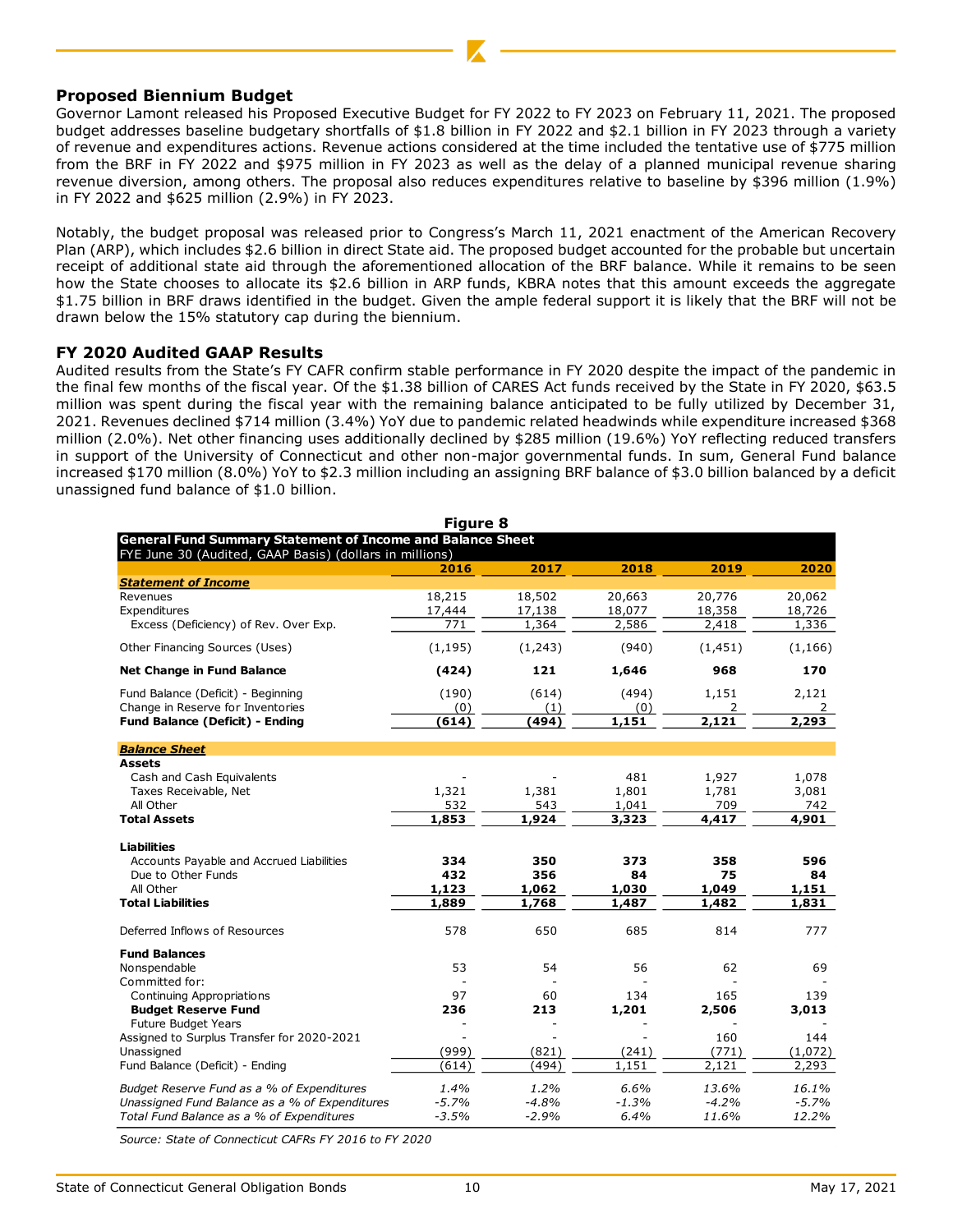## Proposed Biennium Budget

Governor Lamont released his Proposed Executive Budget for FY 2022 to FY 2023 on February 11, 2021. The proposed budget addresses baseline budgetary shortfalls of $1.8 billion in FY 2022 and $2.1 billion in FY 2023 through a variety of revenue and expenditures actions. Revenue actions considered at the time included the tentative use of $775 million from the BRF in FY 2022 and $975 million in FY 2023 as well as the delay of a planned municipal revenue sharing revenue diversion, among others. The proposal also reduces expenditures relative to baseline by $396 million (1.9%) in FY 2022 and $625 million (2.9%) in FY 2023.

Notably, the budget proposal was released prior to Congress's March 11, 2021 enactment of the American Recovery Plan (ARP), which includes $2.6 billion in direct State aid. The proposed budget accounted for the probable but uncertain receipt of additional state aid through the aforementioned allocation of the BRF balance. While it remains to be seen how the State chooses to allocate its $2.6 billion in ARP funds, KBRA notes that this amount exceeds the aggregate $1.75 billion in BRF draws identified in the budget. Given the ample federal support it is likely that the BRF will not be drawn below the 15% statutory cap during the biennium.

## FY 2020 Audited GAAP Results

Audited results from the State's FY CAFR confirm stable performance in FY 2020 despite the impact of the pandemic in the final few months of the fiscal year. Of the $1.38 billion of CARES Act funds received by the State in FY 2020, $63.5 million was spent during the fiscal year with the remaining balance anticipated to be fully utilized by December 31, 2021. Revenues declined $714 million (3.4%) YoY due to pandemic related headwinds while expenditure increased $368 million (2.0%). Net other financing uses additionally declined by $285 million (19.6%) YoY reflecting reduced transfers in support of the University of Connecticut and other non-major governmental funds. In sum, General Fund balance increased $170 million (8.0%) YoY to $2.3 million including an assigning BRF balance of $3.0 billion balanced by a deficit unassigned fund balance of $1.0 billion.

**Figure 8**

**General Fund Summary Statement of Income and Balance Sheet**
FYE June 30 (Audited, GAAP Basis) (dollars in millions)

| | 2016 | 2017 | 2018 | 2019 | 2020 |
|---|---|---|---|---|---|
| ***Statement of Income*** | | | | | |
| Revenues | 18,215 | 18,502 | 20,663 | 20,776 | 20,062 |
| Expenditures | 17,444 | 17,138 | 18,077 | 18,358 | 18,726 |
| Excess (Deficiency) of Rev. Over Exp. | 771 | 1,364 | 2,586 | 2,418 | 1,336 |
| Other Financing Sources (Uses) | (1,195) | (1,243) | (940) | (1,451) | (1,166) |
| **Net Change in Fund Balance** | **(424)** | **121** | **1,646** | **968** | **170** |
| Fund Balance (Deficit) - Beginning | (190) | (614) | (494) | 1,151 | 2,121 |
| Change in Reserve for Inventories | (0) | (1) | (0) | 2 | 2 |
| **Fund Balance (Deficit) - Ending** | **(614)** | **(494)** | **1,151** | **2,121** | **2,293** |
| ***Balance Sheet*** | | | | | |
| **Assets** | | | | | |
| Cash and Cash Equivalents | - | - | 481 | 1,927 | 1,078 |
| Taxes Receivable, Net | 1,321 | 1,381 | 1,801 | 1,781 | 3,081 |
| All Other | 532 | 543 | 1,041 | 709 | 742 |
| **Total Assets** | **1,853** | **1,924** | **3,323** | **4,417** | **4,901** |
| **Liabilities** | | | | | |
| Accounts Payable and Accrued Liabilities | **334** | **350** | **373** | **358** | **596** |
| Due to Other Funds | **432** | **356** | **84** | **75** | **84** |
| All Other | **1,123** | **1,062** | **1,030** | **1,049** | **1,151** |
| **Total Liabilities** | **1,889** | **1,768** | **1,487** | **1,482** | **1,831** |
| Deferred Inflows of Resources | 578 | 650 | 685 | 814 | 777 |
| **Fund Balances** | | | | | |
| Nonspendable | 53 | 54 | 56 | 62 | 69 |
| Committed for: | - | - | - | - | - |
| Continuing Appropriations | 97 | 60 | 134 | 165 | 139 |
| **Budget Reserve Fund** | **236** | **213** | **1,201** | **2,506** | **3,013** |
| Future Budget Years | - | - | - | - | - |
| Assigned to Surplus Transfer for 2020-2021 | - | - | - | 160 | 144 |
| Unassigned | (999) | (821) | (241) | (771) | (1,072) |
| Fund Balance (Deficit) - Ending | (614) | (494) | 1,151 | 2,121 | 2,293 |
| *Budget Reserve Fund as a % of Expenditures* | *1.4%* | *1.2%* | *6.6%* | *13.6%* | *16.1%* |
| *Unassigned Fund Balance as a % of Expenditures* | *-5.7%* | *-4.8%* | *-1.3%* | *-4.2%* | *-5.7%* |
| *Total Fund Balance as a % of Expenditures* | *-3.5%* | *-2.9%* | *6.4%* | *11.6%* | *12.2%* |

*Source: State of Connecticut CAFRs FY 2016 to FY 2020*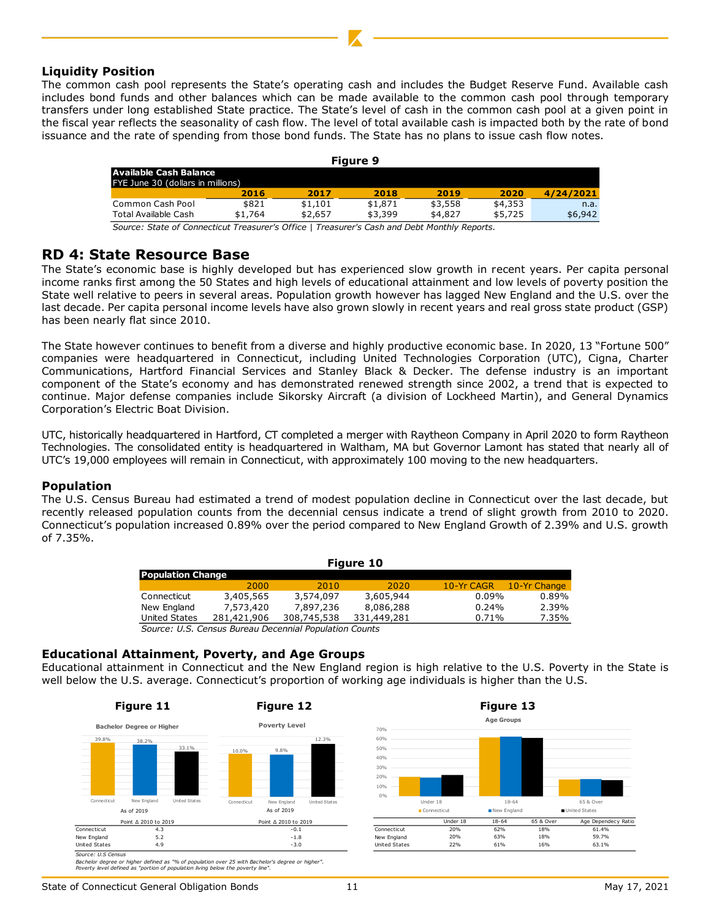### Liquidity Position

The common cash pool represents the State's operating cash and includes the Budget Reserve Fund. Available cash includes bond funds and other balances which can be made available to the common cash pool through temporary transfers under long established State practice. The State's level of cash in the common cash pool at a given point in the fiscal year reflects the seasonality of cash flow. The level of total available cash is impacted both by the rate of bond issuance and the rate of spending from those bond funds. The State has no plans to issue cash flow notes.

**Figure 9**

**Available Cash Balance**
FYE June 30 (dollars in millions)

| | 2016 | 2017 | 2018 | 2019 | 2020 | 4/24/2021 |
|---|---|---|---|---|---|---|
| Common Cash Pool | $821 | $1,101 | $1,871 | $3,558 | $4,353 | n.a. |
| Total Available Cash | $1,764 | $2,657 | $3,399 | $4,827 | $5,725 | $6,942 |

*Source: State of Connecticut Treasurer's Office | Treasurer's Cash and Debt Monthly Reports.*

## RD 4: State Resource Base

The State's economic base is highly developed but has experienced slow growth in recent years. Per capita personal income ranks first among the 50 States and high levels of educational attainment and low levels of poverty position the State well relative to peers in several areas. Population growth however has lagged New England and the U.S. over the last decade. Per capita personal income levels have also grown slowly in recent years and real gross state product (GSP) has been nearly flat since 2010.

The State however continues to benefit from a diverse and highly productive economic base. In 2020, 13 "Fortune 500" companies were headquartered in Connecticut, including United Technologies Corporation (UTC), Cigna, Charter Communications, Hartford Financial Services and Stanley Black & Decker. The defense industry is an important component of the State's economy and has demonstrated renewed strength since 2002, a trend that is expected to continue. Major defense companies include Sikorsky Aircraft (a division of Lockheed Martin), and General Dynamics Corporation's Electric Boat Division.

UTC, historically headquartered in Hartford, CT completed a merger with Raytheon Company in April 2020 to form Raytheon Technologies. The consolidated entity is headquartered in Waltham, MA but Governor Lamont has stated that nearly all of UTC's 19,000 employees will remain in Connecticut, with approximately 100 moving to the new headquarters.

### Population

The U.S. Census Bureau had estimated a trend of modest population decline in Connecticut over the last decade, but recently released population counts from the decennial census indicate a trend of slight growth from 2010 to 2020. Connecticut's population increased 0.89% over the period compared to New England Growth of 2.39% and U.S. growth of 7.35%.

**Figure 10**

**Population Change**

| | 2000 | 2010 | 2020 | 10-Yr CAGR | 10-Yr Change |
|---|---|---|---|---|---|
| Connecticut | 3,405,565 | 3,574,097 | 3,605,944 | 0.09% | 0.89% |
| New England | 7,573,420 | 7,897,236 | 8,086,288 | 0.24% | 2.39% |
| United States | 281,421,906 | 308,745,538 | 331,449,281 | 0.71% | 7.35% |

*Source: U.S. Census Bureau Decennial Population Counts*

### Educational Attainment, Poverty, and Age Groups

Educational attainment in Connecticut and the New England region is high relative to the U.S. Poverty in the State is well below the U.S. average. Connecticut's proportion of working age individuals is higher than the U.S.

**Figure 11**

Bachelor Degree or Higher

| | As of 2019 | Point Δ 2010 to 2019 |
|---|---|---|
| Connecticut | 39.8% | 4.3 |
| New England | 38.2% | 5.2 |
| United States | 33.1% | 4.9 |

**Figure 12**

Poverty Level

| | As of 2019 | Point Δ 2010 to 2019 |
|---|---|---|
| Connecticut | 10.0% | -0.1 |
| New England | 9.8% | -1.8 |
| United States | 12.3% | -3.0 |

*Source: U.S Census*
*Bachelor degree or higher defined as "% of population over 25 with Bachelor's degree or higher".*
*Poverty level defined as "portion of population living below the poverty line".*

**Figure 13**

Age Groups

| | Under 18 | 18-64 | 65 & Over | Age Dependecy Ratio |
|---|---|---|---|---|
| Connecticut | 20% | 62% | 18% | 61.4% |
| New England | 20% | 63% | 18% | 59.7% |
| United States | 22% | 61% | 16% | 63.1% |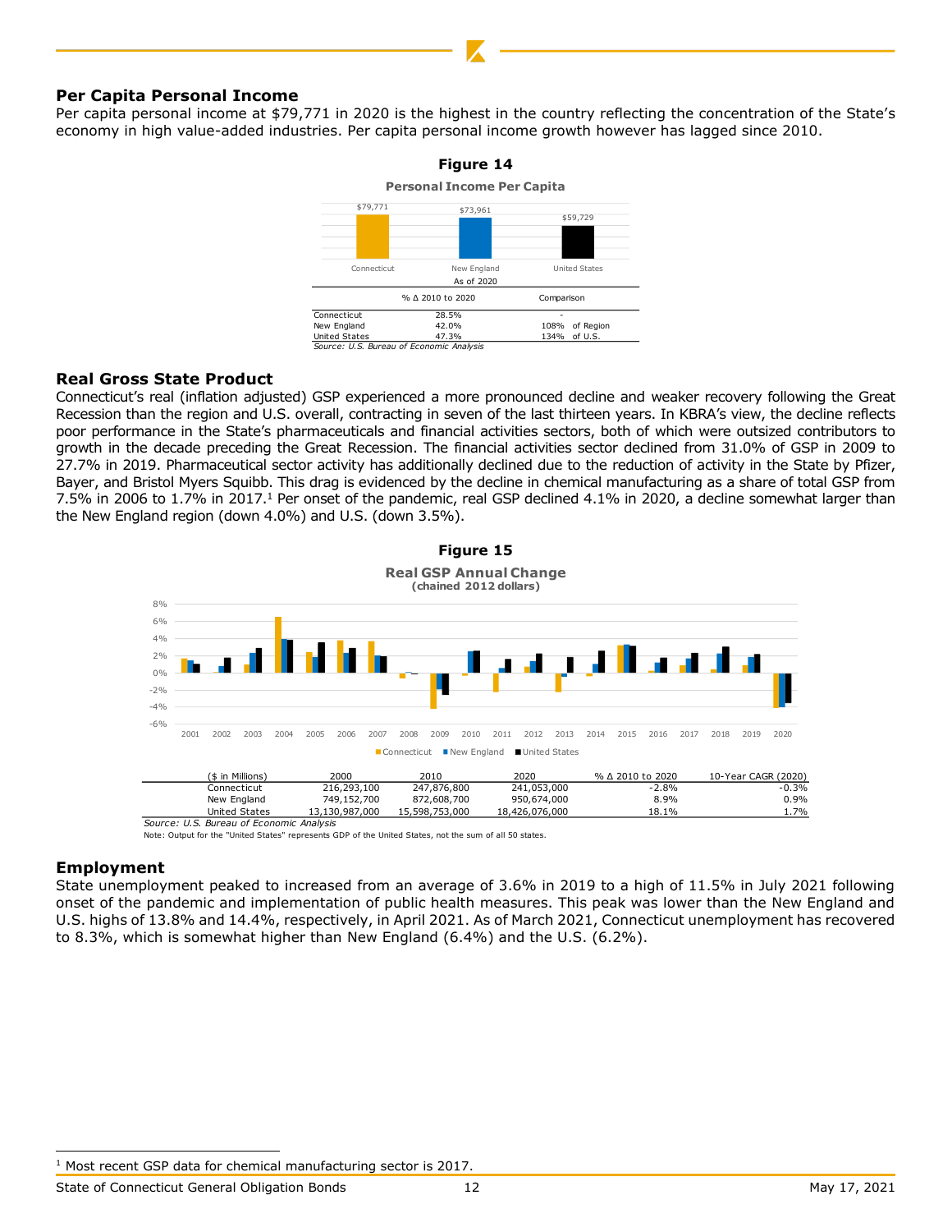## Per Capita Personal Income

Per capita personal income at $79,771 in 2020 is the highest in the country reflecting the concentration of the State's economy in high value-added industries. Per capita personal income growth however has lagged since 2010.

**Figure 14**

**Personal Income Per Capita**

| Connecticut | New England | United States |
|---|---|---|
| $79,771 | $73,961 | $59,729 |

As of 2020

| | % Δ 2010 to 2020 | Comparison |
|---|---|---|
| Connecticut | 28.5% | - |
| New England | 42.0% | 108% of Region |
| United States | 47.3% | 134% of U.S. |

*Source: U.S. Bureau of Economic Analysis*

## Real Gross State Product

Connecticut's real (inflation adjusted) GSP experienced a more pronounced decline and weaker recovery following the Great Recession than the region and U.S. overall, contracting in seven of the last thirteen years. In KBRA's view, the decline reflects poor performance in the State's pharmaceuticals and financial activities sectors, both of which were outsized contributors to growth in the decade preceding the Great Recession. The financial activities sector declined from 31.0% of GSP in 2009 to 27.7% in 2019. Pharmaceutical sector activity has additionally declined due to the reduction of activity in the State by Pfizer, Bayer, and Bristol Myers Squibb. This drag is evidenced by the decline in chemical manufacturing as a share of total GSP from 7.5% in 2006 to 1.7% in 2017.[1] Per onset of the pandemic, real GSP declined 4.1% in 2020, a decline somewhat larger than the New England region (down 4.0%) and U.S. (down 3.5%).

**Figure 15**

**Real GSP Annual Change**
**(chained 2012 dollars)**

| ($ in Millions) | 2000 | 2010 | 2020 | % Δ 2010 to 2020 | 10-Year CAGR (2020) |
|---|---|---|---|---|---|
| Connecticut | 216,293,100 | 247,876,800 | 241,053,000 | -2.8% | -0.3% |
| New England | 749,152,700 | 872,608,700 | 950,674,000 | 8.9% | 0.9% |
| United States | 13,130,987,000 | 15,598,753,000 | 18,426,076,000 | 18.1% | 1.7% |

*Source: U.S. Bureau of Economic Analysis*

Note: Output for the "United States" represents GDP of the United States, not the sum of all 50 states.

## Employment

State unemployment peaked to increased from an average of 3.6% in 2019 to a high of 11.5% in July 2021 following onset of the pandemic and implementation of public health measures. This peak was lower than the New England and U.S. highs of 13.8% and 14.4%, respectively, in April 2021. As of March 2021, Connecticut unemployment has recovered to 8.3%, which is somewhat higher than New England (6.4%) and the U.S. (6.2%).

[1] Most recent GSP data for chemical manufacturing sector is 2017.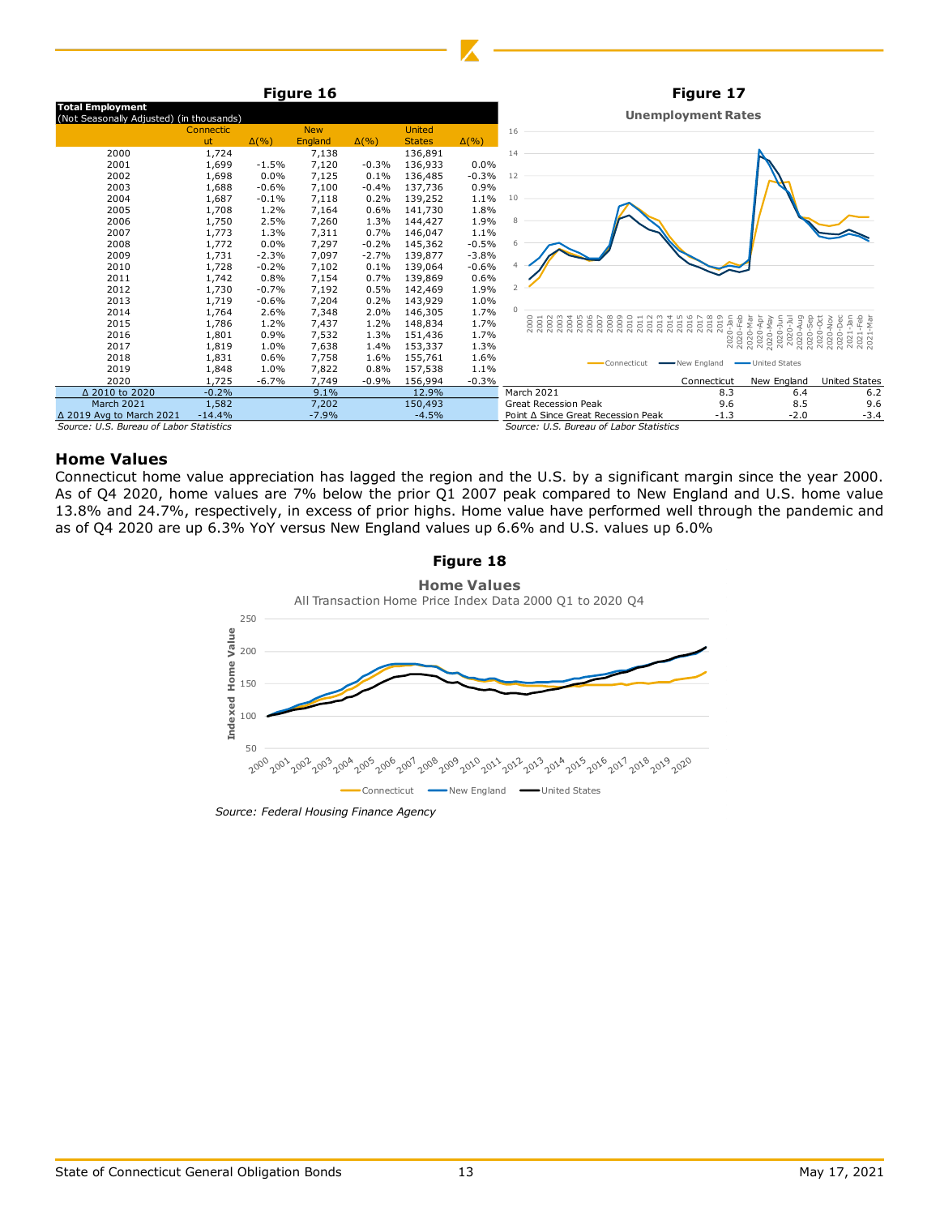**Figure 16**

| Total Employment (Not Seasonally Adjusted) (in thousands) | Connecticut | Δ(%) | New England | Δ(%) | United States | Δ(%) |
|---|---|---|---|---|---|---|
| 2000 | 1,724 | | 7,138 | | 136,891 | |
| 2001 | 1,699 | -1.5% | 7,120 | -0.3% | 136,933 | 0.0% |
| 2002 | 1,698 | 0.0% | 7,125 | 0.1% | 136,485 | -0.3% |
| 2003 | 1,688 | -0.6% | 7,100 | -0.4% | 137,736 | 0.9% |
| 2004 | 1,687 | -0.1% | 7,118 | 0.2% | 139,252 | 1.1% |
| 2005 | 1,708 | 1.2% | 7,164 | 0.6% | 141,730 | 1.8% |
| 2006 | 1,750 | 2.5% | 7,260 | 1.3% | 144,427 | 1.9% |
| 2007 | 1,773 | 1.3% | 7,311 | 0.7% | 146,047 | 1.1% |
| 2008 | 1,772 | 0.0% | 7,297 | -0.2% | 145,362 | -0.5% |
| 2009 | 1,731 | -2.3% | 7,097 | -2.7% | 139,877 | -3.8% |
| 2010 | 1,728 | -0.2% | 7,102 | 0.1% | 139,064 | -0.6% |
| 2011 | 1,742 | 0.8% | 7,154 | 0.7% | 139,869 | 0.6% |
| 2012 | 1,730 | -0.7% | 7,192 | 0.5% | 142,469 | 1.9% |
| 2013 | 1,719 | -0.6% | 7,204 | 0.2% | 143,929 | 1.0% |
| 2014 | 1,764 | 2.6% | 7,348 | 2.0% | 146,305 | 1.7% |
| 2015 | 1,786 | 1.2% | 7,437 | 1.2% | 148,834 | 1.7% |
| 2016 | 1,801 | 0.9% | 7,532 | 1.3% | 151,436 | 1.7% |
| 2017 | 1,819 | 1.0% | 7,638 | 1.4% | 153,337 | 1.3% |
| 2018 | 1,831 | 0.6% | 7,758 | 1.6% | 155,761 | 1.6% |
| 2019 | 1,848 | 1.0% | 7,822 | 0.8% | 157,538 | 1.1% |
| 2020 | 1,725 | -6.7% | 7,749 | -0.9% | 156,994 | -0.3% |
| Δ 2010 to 2020 | -0.2% | | 9.1% | | 12.9% | |
| March 2021 | 1,582 | | 7,202 | | 150,493 | |
| Δ 2019 Avg to March 2021 | -14.4% | | -7.9% | | -4.5% | |

*Source: U.S. Bureau of Labor Statistics*

**Figure 17**

**Unemployment Rates**

| | Connecticut | New England | United States |
|---|---|---|---|
| March 2021 | 8.3 | 6.4 | 6.2 |
| Great Recession Peak | 9.6 | 8.5 | 9.6 |
| Point Δ Since Great Recession Peak | -1.3 | -2.0 | -3.4 |

*Source: U.S. Bureau of Labor Statistics*

## Home Values

Connecticut home value appreciation has lagged the region and the U.S. by a significant margin since the year 2000. As of Q4 2020, home values are 7% below the prior Q1 2007 peak compared to New England and U.S. home value 13.8% and 24.7%, respectively, in excess of prior highs. Home value have performed well through the pandemic and as of Q4 2020 are up 6.3% YoY versus New England values up 6.6% and U.S. values up 6.0%

**Figure 18**

**Home Values**

All Transaction Home Price Index Data 2000 Q1 to 2020 Q4

*Source: Federal Housing Finance Agency*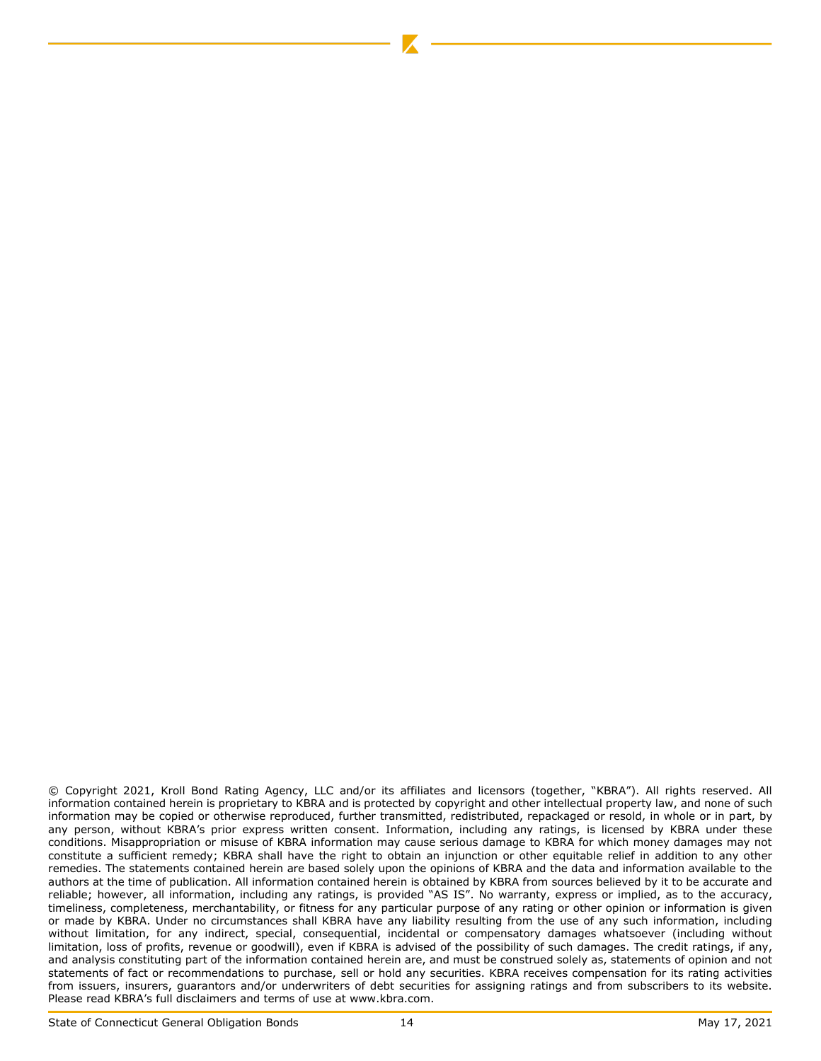© Copyright 2021, Kroll Bond Rating Agency, LLC and/or its affiliates and licensors (together, "KBRA"). All rights reserved. All information contained herein is proprietary to KBRA and is protected by copyright and other intellectual property law, and none of such information may be copied or otherwise reproduced, further transmitted, redistributed, repackaged or resold, in whole or in part, by any person, without KBRA's prior express written consent. Information, including any ratings, is licensed by KBRA under these conditions. Misappropriation or misuse of KBRA information may cause serious damage to KBRA for which money damages may not constitute a sufficient remedy; KBRA shall have the right to obtain an injunction or other equitable relief in addition to any other remedies. The statements contained herein are based solely upon the opinions of KBRA and the data and information available to the authors at the time of publication. All information contained herein is obtained by KBRA from sources believed by it to be accurate and reliable; however, all information, including any ratings, is provided "AS IS". No warranty, express or implied, as to the accuracy, timeliness, completeness, merchantability, or fitness for any particular purpose of any rating or other opinion or information is given or made by KBRA. Under no circumstances shall KBRA have any liability resulting from the use of any such information, including without limitation, for any indirect, special, consequential, incidental or compensatory damages whatsoever (including without limitation, loss of profits, revenue or goodwill), even if KBRA is advised of the possibility of such damages. The credit ratings, if any, and analysis constituting part of the information contained herein are, and must be construed solely as, statements of opinion and not statements of fact or recommendations to purchase, sell or hold any securities. KBRA receives compensation for its rating activities from issuers, insurers, guarantors and/or underwriters of debt securities for assigning ratings and from subscribers to its website. Please read KBRA's full disclaimers and terms of use at www.kbra.com.